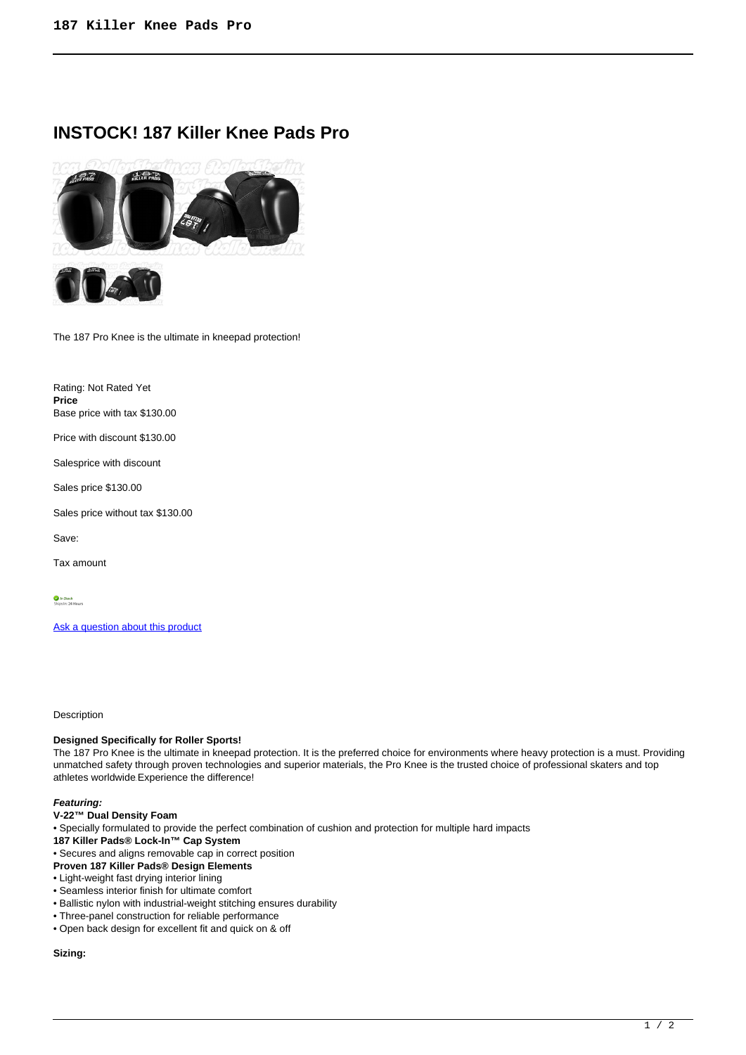# INSTOCK! 187 Killer Knee Pads Pro

The 187 Pro Knee is the ultimate in kneepad protection!

Rating: Not Rated Yet
**Price**
Base price with tax $130.00

Price with discount $130.00

Salesprice with discount

Sales price $130.00

Sales price without tax $130.00

Save:

Tax amount

[Ask a question about this product]

Description

**Designed Specifically for Roller Sports!**
The 187 Pro Knee is the ultimate in kneepad protection. It is the preferred choice for environments where heavy protection is a must. Providing unmatched safety through proven technologies and superior materials, the Pro Knee is the trusted choice of professional skaters and top athletes worldwide.Experience the difference!

***Featuring:***
**V-22™ Dual Density Foam**
• Specially formulated to provide the perfect combination of cushion and protection for multiple hard impacts
**187 Killer Pads® Lock-In™ Cap System**
• Secures and aligns removable cap in correct position
**Proven 187 Killer Pads® Design Elements**
• Light-weight fast drying interior lining
• Seamless interior finish for ultimate comfort
• Ballistic nylon with industrial-weight stitching ensures durability
• Three-panel construction for reliable performance
• Open back design for excellent fit and quick on & off

**Sizing:**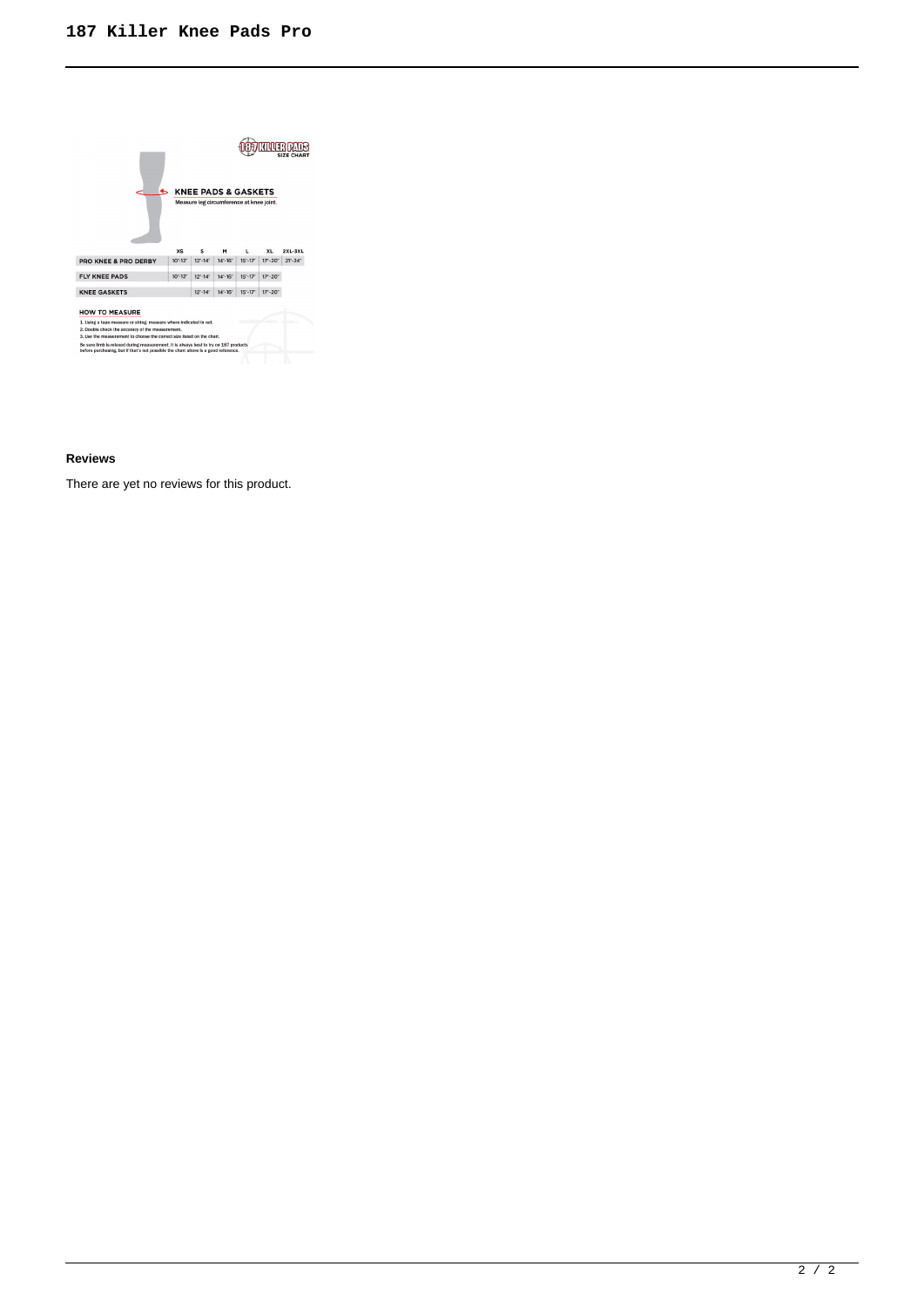187 KILLER PADS
SIZE CHART

KNEE PADS & GASKETS

Measure leg circumference at knee joint.

| | XS | S | M | L | XL | 2XL-3XL |
|---|---|---|---|---|---|---|
| PRO KNEE & PRO DERBY | 10"-12" | 12"-14" | 14"-16" | 15"-17" | 17"-20" | 21"-24" |
| FLY KNEE PADS | 10"-12" | 12"-14" | 14"-16" | 15"-17" | 17"-20" | |
| KNEE GASKETS | | 12"-14" | 14"-16" | 15"-17" | 17"-20" | |

HOW TO MEASURE

1. Using a tape measure or string, measure where indicated in red.
2. Double check the accuracy of the measurement.
3. Use the measurement to choose the correct size listed on the chart.

Be sure limb is relaxed during measurement. It is always best to try on 187 products before purchasing, but if that's not possible the chart above is a good reference.

**Reviews**

There are yet no reviews for this product.